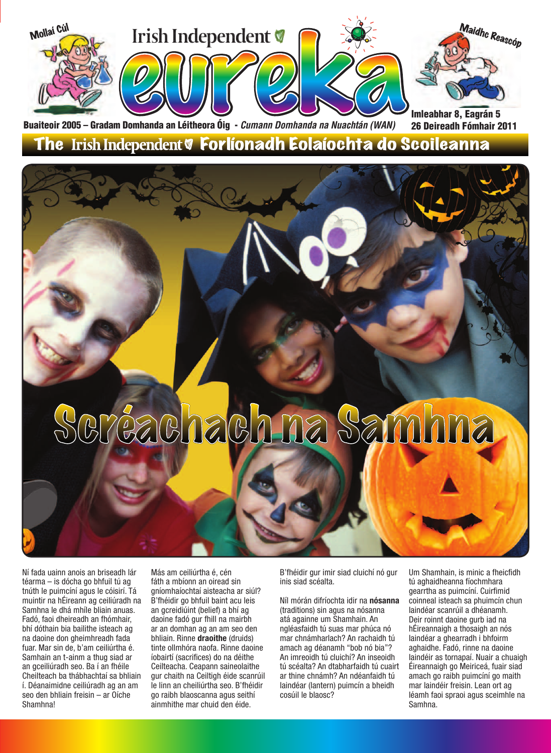Mollaí Cúl

Irish Independent

# eureka

Maidhc Reascóp

Buaiteoir 2005 – Gradam Domhanda an Léitheora Óig - *Cumann Domhanda na Nuachtán (WAN)*

Imleabhar 8, Eagrán 5
26 Deireadh Fómhair 2011

## The Irish Independent Forlíonadh Eolaíochta do Scoileanna

# Scréachach na Samhna

Ní fada uainn anois an briseadh lár téarma – is dócha go bhfuil tú ag tnúth le puimcíní agus le cóisirí. Tá muintir na hÉireann ag ceiliúradh na Samhna le dhá mhíle bliain anuas. Fadó, faoi dheireadh an fhómhair, bhí dóthain bia bailithe isteach ag na daoine don gheimhreadh fada fuar. Mar sin de, b'am ceiliúrtha é. Samhain an t-ainm a thug siad ar an gceiliúradh seo. Ba í an fhéile Cheilteach ba thábhachtaí sa bhliain í. Déanaimidne ceiliúradh ag an am seo den bhliain freisin – ar Oíche Shamhna!

Más am ceiliúrtha é, cén fáth a mbíonn an oiread sin gníomhaíochtaí aisteacha ar siúl? B'fhéidir go bhfuil baint acu leis an gcreidiúint (belief) a bhí ag daoine fadó gur fhill na mairbh ar an domhan ag an am seo den bhliain. Rinne **draoithe** (druids) tinte ollmhóra naofa. Rinne daoine íobairtí (sacrifices) do na déithe Ceilteacha. Ceapann saineolaithe gur chaith na Ceiltigh éide scanrúil le linn an cheiliúrtha seo. B'fhéidir go raibh blaoscanna agus seithí ainmhithe mar chuid den éide. B'fhéidir gur imir siad cluichí nó gur inis siad scéalta.

Níl mórán difríochta idir na **nósanna** (traditions) sin agus na nósanna atá againne um Shamhain. An ngléasfaidh tú suas mar phúca nó mar chnámharlach? An rachaidh tú amach ag déanamh "bob nó bia"? An imreoidh tú cluichí? An inseoidh tú scéalta? An dtabharfaidh tú cuairt ar thine chnámh? An ndéanfaidh tú laindéar (lantern) puimcín a bheidh cosúil le blaosc?

Um Shamhain, is minic a fheicfidh tú aghaidheanna fíochmhara gearrtha as puimcíní. Cuirfimid coinneal isteach sa phuimcín chun laindéar scanrúil a dhéanamh. Deir roinnt daoine gurb iad na hÉireannaigh a thosaigh an nós laindéar a ghearradh i bhfoirm aghaidhe. Fadó, rinne na daoine laindéir as tornapaí. Nuair a chuaigh Éireannaigh go Meiriceá, fuair siad amach go raibh puimcíní go maith mar laindéir freisin. Lean ort ag léamh faoi spraoi agus sceimhle na Samhna.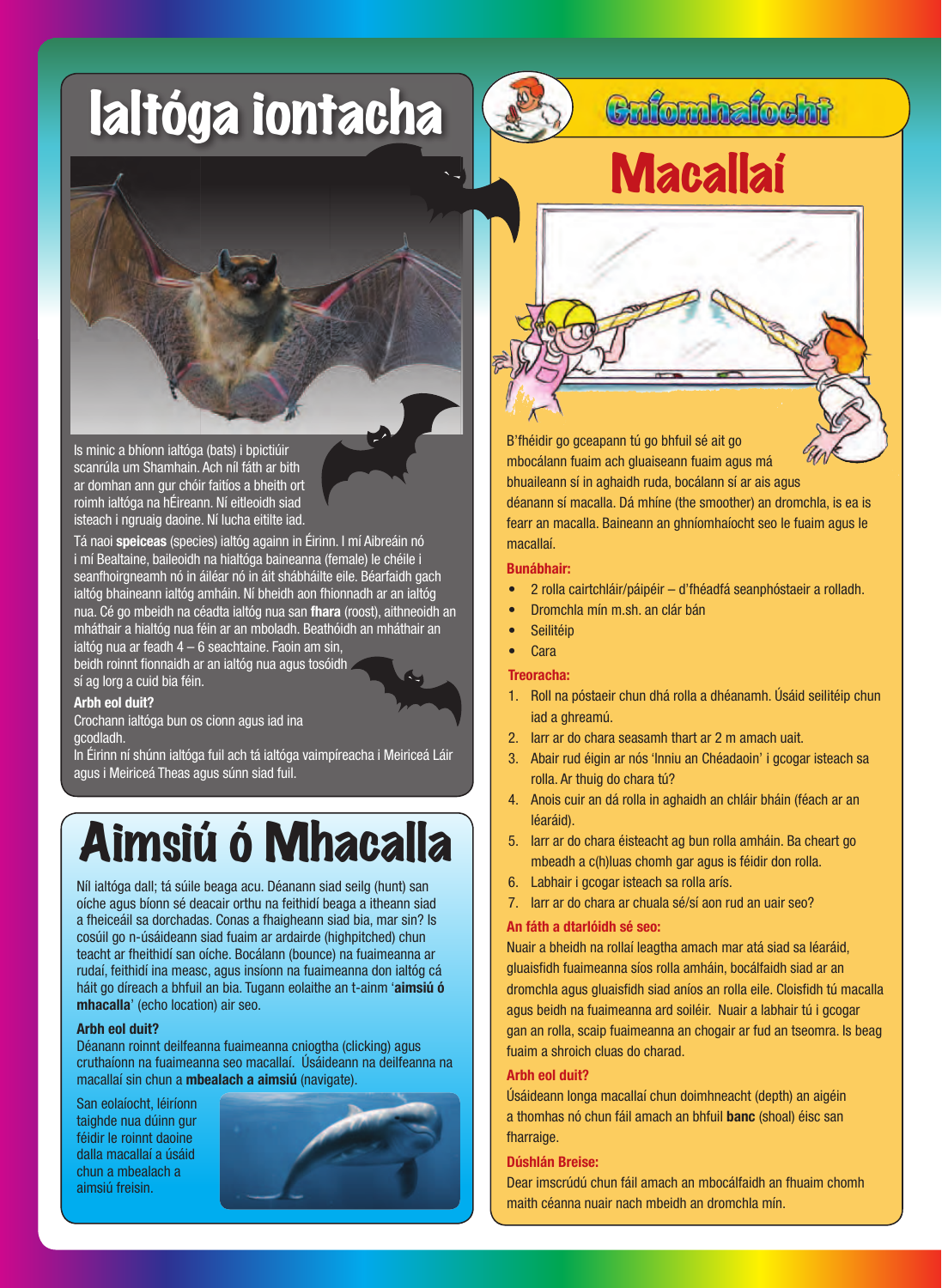# Ialtóga iontacha

Is minic a bhíonn ialtóga (bats) i bpictiúir scanrúla um Shamhain. Ach níl fáth ar bith ar domhan ann gur chóir faitíos a bheith ort roimh ialtóga na hÉireann. Ní eitleoidh siad isteach i ngruaig daoine. Ní lucha eitilte iad.

Tá naoi **speiceas** (species) ialtóg againn in Éirinn. I mí Aibreáin nó i mí Bealtaine, baileoidh na hialtóga baineanna (female) le chéile i seanfhoirgneamh nó in áiléar nó in áit shábháilte eile. Béarfaidh gach ialtóg bhaineann ialtóg amháin. Ní bheidh aon fhionnadh ar an ialtóg nua. Cé go mbeidh na céadta ialtóg nua san **fhara** (roost), aithneoidh an mháthair a hialtóg nua féin ar an mboladh. Beathóidh an mháthair an ialtóg nua ar feadh 4 – 6 seachtaine. Faoin am sin, beidh roinnt fionnaidh ar an ialtóg nua agus tosóidh sí ag lorg a cuid bia féin.

**Arbh eol duit?**
Crochann ialtóga bun os cionn agus iad ina gcodladh.
In Éirinn ní shúnn ialtóga fuil ach tá ialtóga vaimpíreacha i Meiriceá Láir agus i Meiriceá Theas agus súnn siad fuil.

# Aimsiú ó Mhacalla

Níl ialtóga dall; tá súile beaga acu. Déanann siad seilg (hunt) san oíche agus bíonn sé deacair orthu na feithidí beaga a itheann siad a fheiceáil sa dorchadas. Conas a fhaigheann siad bia, mar sin? Is cosúil go n-úsáideann siad fuaim ar ardairde (highpitched) chun teacht ar fheithidí san oíche. Bocálann (bounce) na fuaimeanna ar rudaí, feithidí ina measc, agus insíonn na fuaimeanna don ialtóg cá háit go díreach a bhfuil an bia. Tugann eolaithe an t-ainm '**aimsiú ó mhacalla**' (echo location) air seo.

**Arbh eol duit?**
Déanann roinnt deilfeanna fuaimeanna cniogtha (clicking) agus cruthaíonn na fuaimeanna seo macallaí. Úsáideann na deilfeanna na macallaí sin chun a **mbealach a aimsiú** (navigate).

San eolaíocht, léiríonn taighde nua dúinn gur féidir le roinnt daoine dalla macallaí a úsáid chun a mbealach a aimsiú freisin.

## Gníomhaíocht

# Macallaí

B'fhéidir go gceapann tú go bhfuil sé ait go mbocálann fuaim ach gluaiseann fuaim agus má bhuaileann sí in aghaidh ruda, bocálann sí ar ais agus déanann sí macalla. Dá mhíne (the smoother) an dromchla, is ea is fearr an macalla. Baineann an ghníomhaíocht seo le fuaim agus le macallaí.

**Bunábhair:**

- 2 rolla cairtchláir/páipéir – d'fhéadfá seanphóstaer a rolladh.
- Dromchla mín m.sh. an clár bán
- Seilitéip
- Cara

**Treoracha:**

1. Roll na póstaeir chun dhá rolla a dhéanamh. Úsáid seilitéip chun iad a ghreamú.
2. Iarr ar do chara seasamh thart ar 2 m amach uait.
3. Abair rud éigin ar nós 'Inniu an Chéadaoin' i gcogar isteach sa rolla. Ar thuig do chara tú?
4. Anois cuir an dá rolla in aghaidh an chláir bháin (féach ar an léaráid).
5. Iarr ar do chara éisteacht ag bun rolla amháin. Ba cheart go mbeadh a c(h)luas chomh gar agus is féidir don rolla.
6. Labhair i gcogar isteach sa rolla arís.
7. Iarr ar do chara ar chuala sé/sí aon rud an uair seo?

**An fáth a dtarlóidh sé seo:**

Nuair a bheidh na rollaí leagtha amach mar atá siad sa léaráid, gluaisfidh fuaimeanna síos rolla amháin, bocálfaidh siad ar an dromchla agus gluaisfidh siad aníos an rolla eile. Cloisfidh tú macalla agus beidh na fuaimeanna ard soiléir. Nuair a labhair tú i gcogar gan an rolla, scaip fuaimeanna an chogair ar fud an tseomra. Is beag fuaim a shroich cluas do charad.

**Arbh eol duit?**

Úsáideann longa macallaí chun doimhneacht (depth) an aigéin a thomhas nó chun fáil amach an bhfuil **banc** (shoal) éisc san fharraige.

**Dúshlán Breise:**

Dear imscrúdú chun fáil amach an mbocálfaidh an fhuaim chomh maith céanna nuair nach mbeidh an dromchla mín.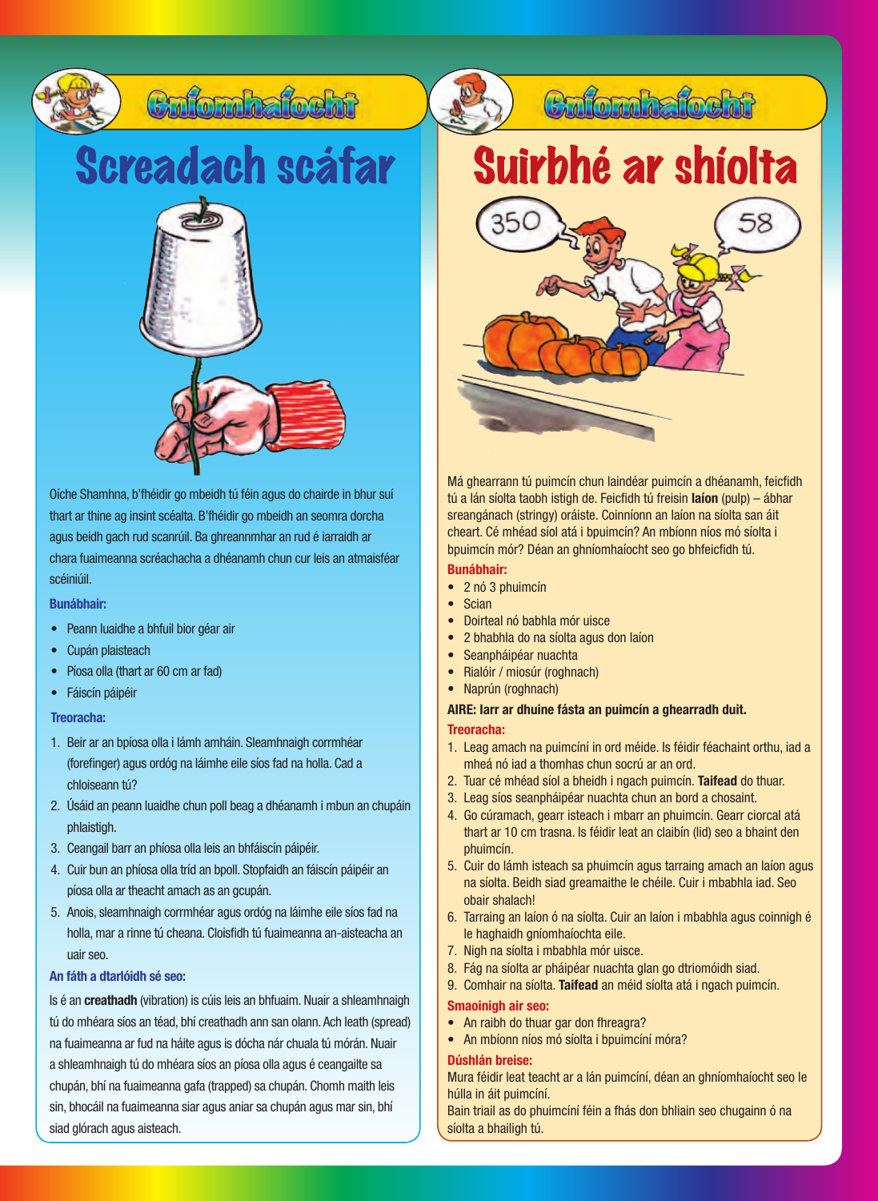## Gníomhaíocht

# Screadach scáfar

Oíche Shamhna, b'fhéidir go mbeidh tú féin agus do chairde in bhur suí thart ar thine ag insint scéalta. B'fhéidir go mbeidh an seomra dorcha agus beidh gach rud scanrúil. Ba ghreannmhar an rud é iarraidh ar chara fuaimeanna scréachacha a dhéanamh chun cur leis an atmaisféar scéiniúil.

### Bunábhair:

- Peann luaidhe a bhfuil bior géar air
- Cupán plaisteach
- Píosa olla (thart ar 60 cm ar fad)
- Fáiscín páipéir

### Treoracha:

1. Beir ar an bpíosa olla i lámh amháin. Sleamhnaigh corrmhéar (forefinger) agus ordóg na láimhe eile síos fad na holla. Cad a chloiseann tú?
2. Úsáid an peann luaidhe chun poll beag a dhéanamh i mbun an chupáin phlaistigh.
3. Ceangail barr an phíosa olla leis an bhfáiscín páipéir.
4. Cuir bun an phíosa olla tríd an bpoll. Stopfaidh an fáiscín páipéir an píosa olla ar theacht amach as an gcupán.
5. Anois, sleamhnaigh corrmhéar agus ordóg na láimhe eile síos fad na holla, mar a rinne tú cheana. Cloisfidh tú fuaimeanna an-aisteacha an uair seo.

### An fáth a dtarlóidh sé seo:

Is é an **creathadh** (vibration) is cúis leis an bhfuaim. Nuair a shleamhnaigh tú do mhéara síos an téad, bhí creathadh ann san olann. Ach leath (spread) na fuaimeanna ar fud na háite agus is dócha nár chuala tú mórán. Nuair a shleamhnaigh tú do mhéara síos an píosa olla agus é ceangailte sa chupán, bhí na fuaimeanna gafa (trapped) sa chupán. Chomh maith leis sin, bhocáil na fuaimeanna siar agus aniar sa chupán agus mar sin, bhí siad glórach agus aisteach.

## Gníomhaíocht

# Suirbhé ar shíolta

Má ghearrann tú puimcín chun laindéar puimcín a dhéanamh, feicfidh tú a lán síolta taobh istigh de. Feicfidh tú freisin **laíon** (pulp) – ábhar sreangánach (stringy) oráiste. Coinníonn an laíon na síolta san áit cheart. Cé mhéad síol atá i bpuimcín? An mbíonn níos mó síolta i bpuimcín mór? Déan an ghníomhaíocht seo go bhfeicfidh tú.

### Bunábhair:

- 2 nó 3 phuimcín
- Scian
- Doirteal nó babhla mór uisce
- 2 bhabhla do na síolta agus don laíon
- Seanpháipéar nuachta
- Rialóir / miosúr (roghnach)
- Naprún (roghnach)

**AIRE: Iarr ar dhuine fásta an puimcín a ghearradh duit.**

### Treoracha:

1. Leag amach na puimcíní in ord méide. Is féidir féachaint orthu, iad a mheá nó iad a thomhas chun socrú ar an ord.
2. Tuar cé mhéad síol a bheidh i ngach puimcín. **Taifead** do thuar.
3. Leag síos seanpháipéar nuachta chun an bord a chosaint.
4. Go cúramach, gearr isteach i mbarr an phuimcín. Gearr ciorcal atá thart ar 10 cm trasna. Is féidir leat an claibín (lid) seo a bhaint den phuimcín.
5. Cuir do lámh isteach sa phuimcín agus tarraing amach an laíon agus na síolta. Beidh siad greamaithe le chéile. Cuir i mbabhla iad. Seo obair shalach!
6. Tarraing an laíon ó na síolta. Cuir an laíon i mbabhla agus coinnigh é le haghaidh gníomhaíochta eile.
7. Nigh na síolta i mbabhla mór uisce.
8. Fág na síolta ar pháipéar nuachta glan go dtriomóidh siad.
9. Comhair na síolta. **Taifead** an méid síolta atá i ngach puimcín.

### Smaoinigh air seo:

- An raibh do thuar gar don fhreagra?
- An mbíonn níos mó síolta i bpuimcíní móra?

### Dúshlán breise:

Mura féidir leat teacht ar a lán puimcíní, déan an ghníomhaíocht seo le húlla in áit puimcíní.

Bain triail as do phuimcíní féin a fhás don bhliain seo chugainn ó na síolta a bhailigh tú.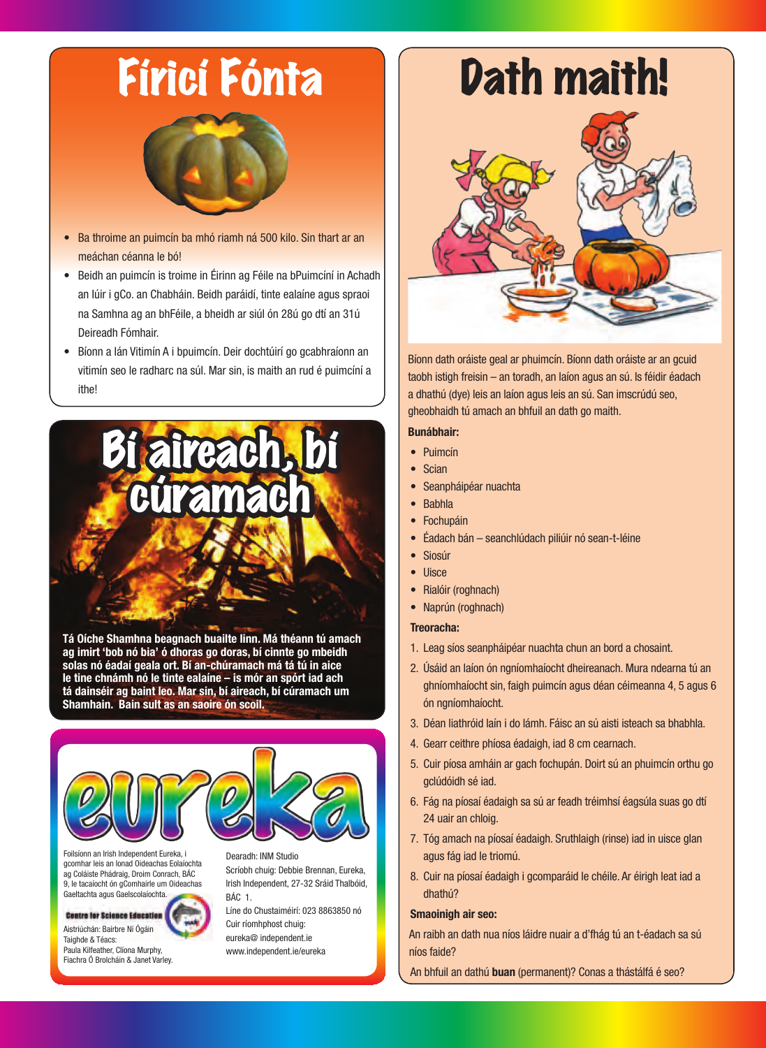# Fíricí Fónta

- Ba throime an puimcín ba mhó riamh ná 500 kilo. Sin thart ar an meáchan céanna le bó!
- Beidh an puimcín is troime in Éirinn ag Féile na bPuimcíní in Achadh an Iúir i gCo. an Chabháin. Beidh paráidí, tinte ealaíne agus spraoi na Samhna ag an bhFéile, a bheidh ar siúl ón 28ú go dtí an 31ú Deireadh Fómhair.
- Bíonn a lán Vitimín A i bpuimcín. Deir dochtúirí go gcabhraíonn an vitimín seo le radharc na súl. Mar sin, is maith an rud é puimcíní a ithe!

# Bí aireach, bí cúramach

**Tá Oíche Shamhna beagnach buailte linn. Má théann tú amach ag imirt 'bob nó bia' ó dhoras go doras, bí cinnte go mbeidh solas nó éadaí geala ort. Bí an-chúramach má tá tú in aice le tine chnámh nó le tinte ealaíne – is mór an spórt iad ach tá dainséir ag baint leo. Mar sin, bí aireach, bí cúramach um Shamhain. Bain sult as an saoire ón scoil.**

# eureka

Foilsíonn an Irish Independent Eureka, i gcomhar leis an Ionad Oideachas Eolaíochta ag Coláiste Phádraig, Droim Conrach, BÁC 9, le tacaíocht ón gComhairle um Oideachas Gaeltachta agus Gaelscolaíochta.

Centre for Science Education

Aistriúchán: Bairbre Ní Ógáin
Taighde & Téacs:
Paula Kilfeather, Clíona Murphy, Fiachra Ó Brolcháin & Janet Varley.

Dearadh: INM Studio
Scríobh chuig: Debbie Brennan, Eureka, Irish Independent, 27-32 Sráid Thalbóid, BÁC 1.
Líne do Chustaiméirí: 023 8863850 nó
Cuir ríomhphost chuig:
eureka@ independent.ie
www.independent.ie/eureka

# Dath maith!

Bíonn dath oráiste geal ar phuimcín. Bíonn dath oráiste ar an gcuid taobh istigh freisin – an toradh, an laíon agus an sú. Is féidir éadach a dhathú (dye) leis an laíon agus leis an sú. San imscrúdú seo, gheobhaidh tú amach an bhfuil an dath go maith.

**Bunábhair:**

- Puimcín
- Scian
- Seanpháipéar nuachta
- Babhla
- Fochupáin
- Éadach bán – seanchlúdach piliúir nó sean-t-léine
- Siosúr
- Uisce
- Rialóir (roghnach)
- Naprún (roghnach)

**Treoracha:**

1. Leag síos seanpháipéar nuachta chun an bord a chosaint.
2. Úsáid an laíon ón ngníomhaíocht dheireanach. Mura ndearna tú an ghníomhaíocht sin, faigh puimcín agus déan céimeanna 4, 5 agus 6 ón ngníomhaíocht.
3. Déan liathróid laín i do lámh. Fáisc an sú aisti isteach sa bhabhla.
4. Gearr ceithre phíosa éadaigh, iad 8 cm cearnach.
5. Cuir píosa amháin ar gach fochupán. Doirt sú an phuimcín orthu go gclúdóidh sé iad.
6. Fág na píosaí éadaigh sa sú ar feadh tréimhsí éagsúla suas go dtí 24 uair an chloig.
7. Tóg amach na píosaí éadaigh. Sruthlaigh (rinse) iad in uisce glan agus fág iad le triomú.
8. Cuir na píosaí éadaigh i gcomparáid le chéile. Ar éirigh leat iad a dhathú?

**Smaoinigh air seo:**

An raibh an dath nua níos láidre nuair a d'fhág tú an t-éadach sa sú níos faide?

An bhfuil an dathú **buan** (permanent)? Conas a thástálfá é seo?